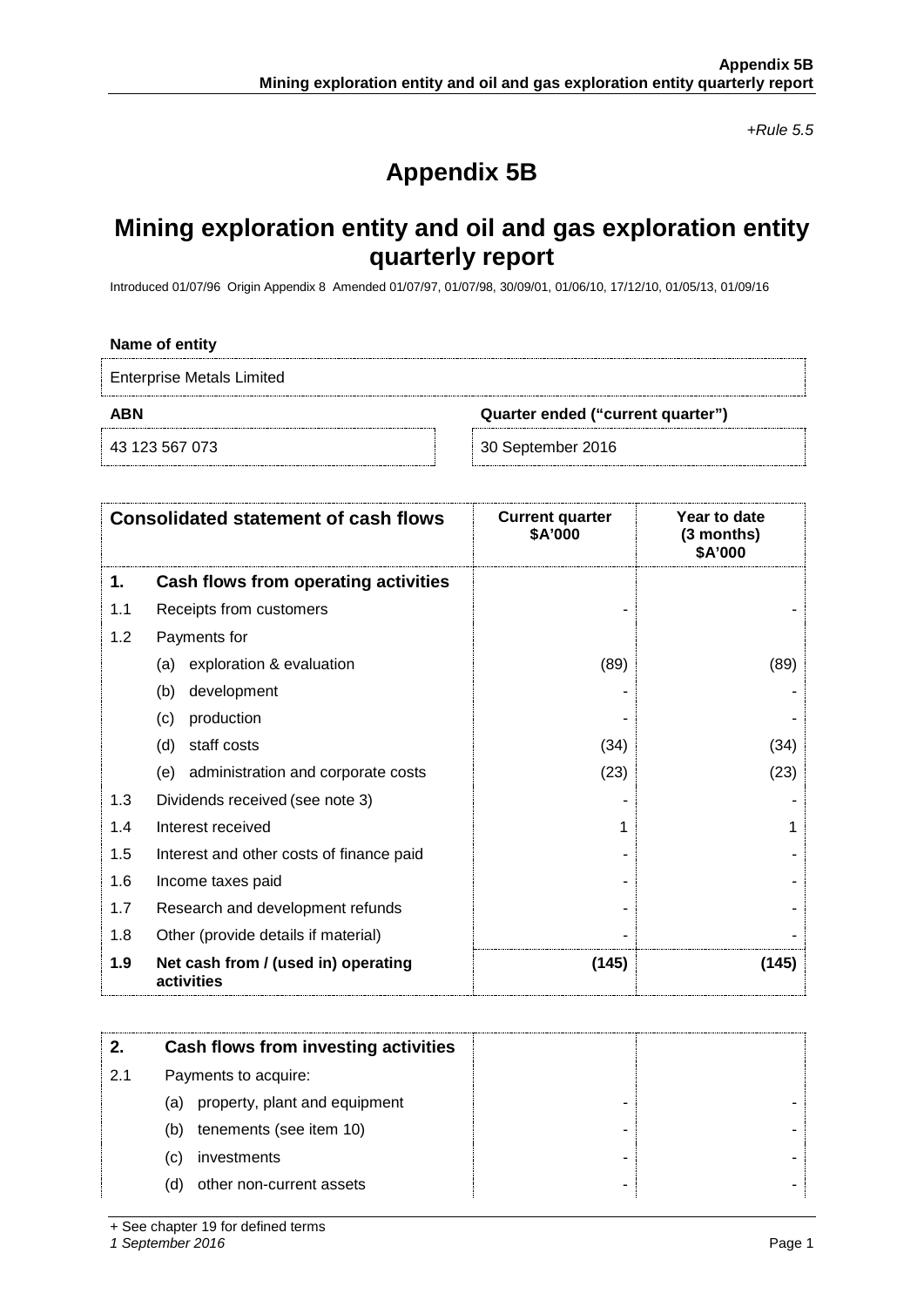*+Rule 5.5*

# Appendix 5B

## Mining exploration entity and oil and gas exploration entity quarterly report

Introduced 01/07/96 Origin Appendix 8 Amended 01/07/97, 01/07/98, 30/09/01, 01/06/10, 17/12/10, 01/05/13, 01/09/16

**Name of entity**

Enterprise Metals Limited

| ABN | Quarter ended ("current quarter") |
|---|---|
| 43 123 567 073 | 30 September 2016 |

| | Consolidated statement of cash flows | Current quarter $A'000 | Year to date (3 months) $A'000 |
|---|---|---|---|
| **1.** | **Cash flows from operating activities** | | |
| 1.1 | Receipts from customers | - | - |
| 1.2 | Payments for | | |
| | (a) exploration & evaluation | (89) | (89) |
| | (b) development | - | - |
| | (c) production | - | - |
| | (d) staff costs | (34) | (34) |
| | (e) administration and corporate costs | (23) | (23) |
| 1.3 | Dividends received (see note 3) | - | - |
| 1.4 | Interest received | 1 | 1 |
| 1.5 | Interest and other costs of finance paid | - | - |
| 1.6 | Income taxes paid | - | - |
| 1.7 | Research and development refunds | - | - |
| 1.8 | Other (provide details if material) | - | - |
| **1.9** | **Net cash from / (used in) operating activities** | **(145)** | **(145)** |

| | | | |
|---|---|---|---|
| **2.** | **Cash flows from investing activities** | | |
| 2.1 | Payments to acquire: | | |
| | (a) property, plant and equipment | - | - |
| | (b) tenements (see item 10) | - | - |
| | (c) investments | - | - |
| | (d) other non-current assets | - | - |

+ See chapter 19 for defined terms

*1 September 2016*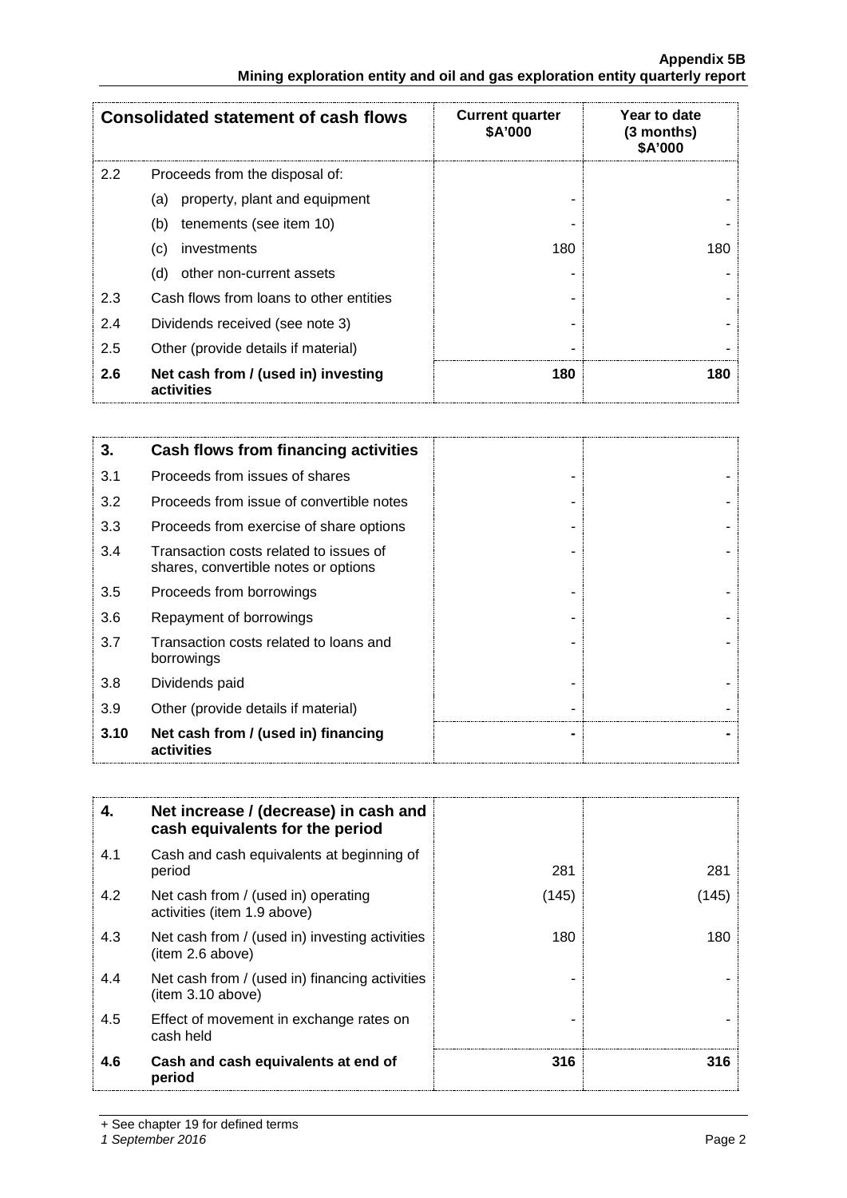| Consolidated statement of cash flows | | Current quarter $A'000 | Year to date (3 months) $A'000 |
|---|---|---|---|
| 2.2 | Proceeds from the disposal of: | | |
| | (a) property, plant and equipment | - | - |
| | (b) tenements (see item 10) | - | - |
| | (c) investments | 180 | 180 |
| | (d) other non-current assets | - | - |
| 2.3 | Cash flows from loans to other entities | - | - |
| 2.4 | Dividends received (see note 3) | - | - |
| 2.5 | Other (provide details if material) | - | - |
| **2.6** | **Net cash from / (used in) investing activities** | **180** | **180** |

| **3.** | **Cash flows from financing activities** | | |
|---|---|---|---|
| 3.1 | Proceeds from issues of shares | - | - |
| 3.2 | Proceeds from issue of convertible notes | - | - |
| 3.3 | Proceeds from exercise of share options | - | - |
| 3.4 | Transaction costs related to issues of shares, convertible notes or options | - | - |
| 3.5 | Proceeds from borrowings | - | - |
| 3.6 | Repayment of borrowings | - | - |
| 3.7 | Transaction costs related to loans and borrowings | - | - |
| 3.8 | Dividends paid | - | - |
| 3.9 | Other (provide details if material) | - | - |
| **3.10** | **Net cash from / (used in) financing activities** | **-** | **-** |

| **4.** | **Net increase / (decrease) in cash and cash equivalents for the period** | | |
|---|---|---|---|
| 4.1 | Cash and cash equivalents at beginning of period | 281 | 281 |
| 4.2 | Net cash from / (used in) operating activities (item 1.9 above) | (145) | (145) |
| 4.3 | Net cash from / (used in) investing activities (item 2.6 above) | 180 | 180 |
| 4.4 | Net cash from / (used in) financing activities (item 3.10 above) | - | - |
| 4.5 | Effect of movement in exchange rates on cash held | - | - |
| **4.6** | **Cash and cash equivalents at end of period** | **316** | **316** |

+ See chapter 19 for defined terms

*1 September 2016*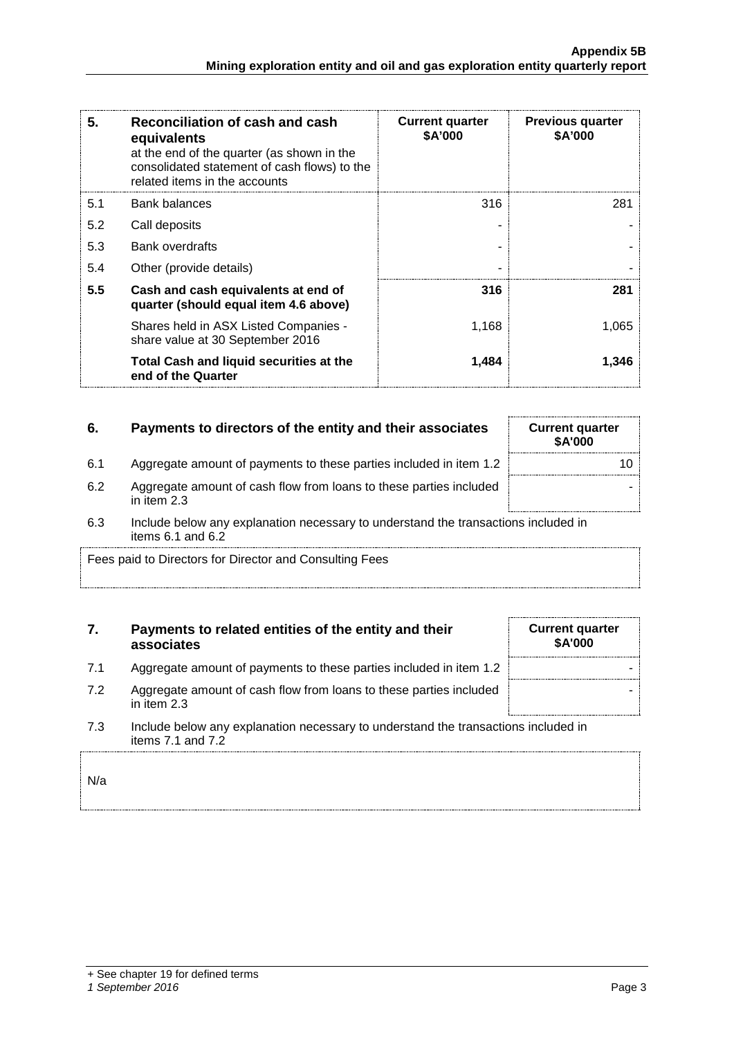| 5. | Reconciliation of cash and cash equivalents at the end of the quarter (as shown in the consolidated statement of cash flows) to the related items in the accounts | Current quarter $A'000 | Previous quarter $A'000 |
|---|---|---|---|
| 5.1 | Bank balances | 316 | 281 |
| 5.2 | Call deposits | - | - |
| 5.3 | Bank overdrafts | - | - |
| 5.4 | Other (provide details) | - | - |
| **5.5** | **Cash and cash equivalents at end of quarter (should equal item 4.6 above)** | **316** | **281** |
| | Shares held in ASX Listed Companies - share value at 30 September 2016 | 1,168 | 1,065 |
| | **Total Cash and liquid securities at the end of the Quarter** | **1,484** | **1,346** |

| 6. | Payments to directors of the entity and their associates | Current quarter $A'000 |
|---|---|---|
| 6.1 | Aggregate amount of payments to these parties included in item 1.2 | 10 |
| 6.2 | Aggregate amount of cash flow from loans to these parties included in item 2.3 | - |

6.3 Include below any explanation necessary to understand the transactions included in items 6.1 and 6.2

Fees paid to Directors for Director and Consulting Fees

| 7. | Payments to related entities of the entity and their associates | Current quarter $A'000 |
|---|---|---|
| 7.1 | Aggregate amount of payments to these parties included in item 1.2 | - |
| 7.2 | Aggregate amount of cash flow from loans to these parties included in item 2.3 | - |

7.3 Include below any explanation necessary to understand the transactions included in items 7.1 and 7.2

N/a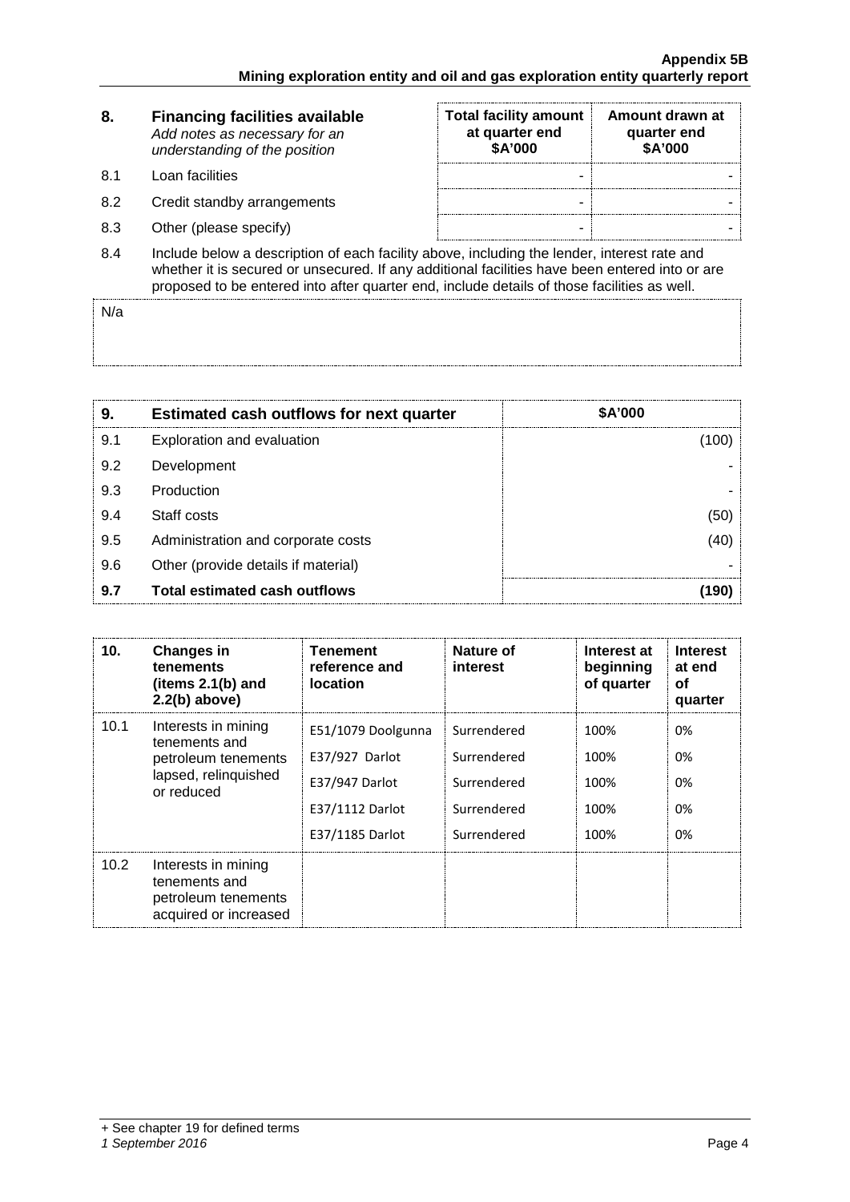| 8. | Financing facilities available<br>*Add notes as necessary for an understanding of the position* | Total facility amount at quarter end<br>$A'000 | Amount drawn at quarter end<br>$A'000 |
|---|---|---|---|
| 8.1 | Loan facilities | - | - |
| 8.2 | Credit standby arrangements | - | - |
| 8.3 | Other (please specify) | - | - |

8.4 Include below a description of each facility above, including the lender, interest rate and whether it is secured or unsecured. If any additional facilities have been entered into or are proposed to be entered into after quarter end, include details of those facilities as well.

N/a

| 9. | Estimated cash outflows for next quarter | $A'000 |
|---|---|---|
| 9.1 | Exploration and evaluation | (100) |
| 9.2 | Development | - |
| 9.3 | Production | - |
| 9.4 | Staff costs | (50) |
| 9.5 | Administration and corporate costs | (40) |
| 9.6 | Other (provide details if material) | - |
| **9.7** | **Total estimated cash outflows** | **(190)** |

| 10. | Changes in tenements (items 2.1(b) and 2.2(b) above) | Tenement reference and location | Nature of interest | Interest at beginning of quarter | Interest at end of quarter |
|---|---|---|---|---|---|
| 10.1 | Interests in mining tenements and petroleum tenements lapsed, relinquished or reduced | E51/1079 Doolgunna | Surrendered | 100% | 0% |
| | | E37/927 Darlot | Surrendered | 100% | 0% |
| | | E37/947 Darlot | Surrendered | 100% | 0% |
| | | E37/1112 Darlot | Surrendered | 100% | 0% |
| | | E37/1185 Darlot | Surrendered | 100% | 0% |
| 10.2 | Interests in mining tenements and petroleum tenements acquired or increased | | | | |

+ See chapter 19 for defined terms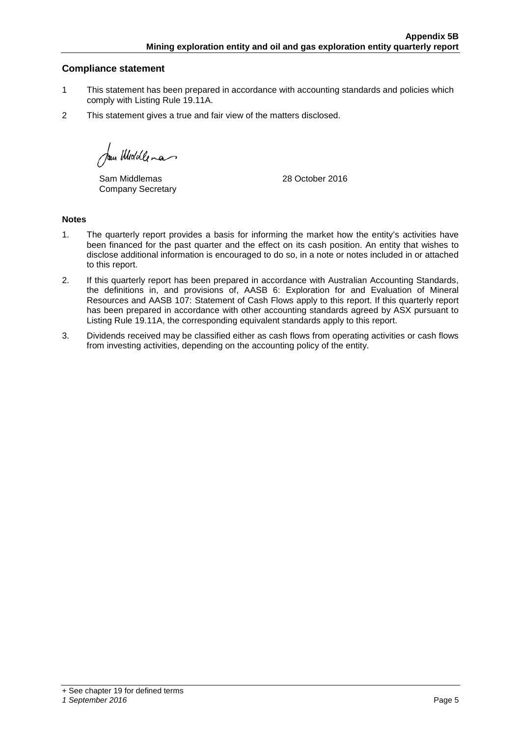## Compliance statement

1 This statement has been prepared in accordance with accounting standards and policies which comply with Listing Rule 19.11A.

2 This statement gives a true and fair view of the matters disclosed.

Sam Middlemas
Company Secretary

28 October 2016

**Notes**

1. The quarterly report provides a basis for informing the market how the entity's activities have been financed for the past quarter and the effect on its cash position. An entity that wishes to disclose additional information is encouraged to do so, in a note or notes included in or attached to this report.
2. If this quarterly report has been prepared in accordance with Australian Accounting Standards, the definitions in, and provisions of, AASB 6: Exploration for and Evaluation of Mineral Resources and AASB 107: Statement of Cash Flows apply to this report. If this quarterly report has been prepared in accordance with other accounting standards agreed by ASX pursuant to Listing Rule 19.11A, the corresponding equivalent standards apply to this report.
3. Dividends received may be classified either as cash flows from operating activities or cash flows from investing activities, depending on the accounting policy of the entity.